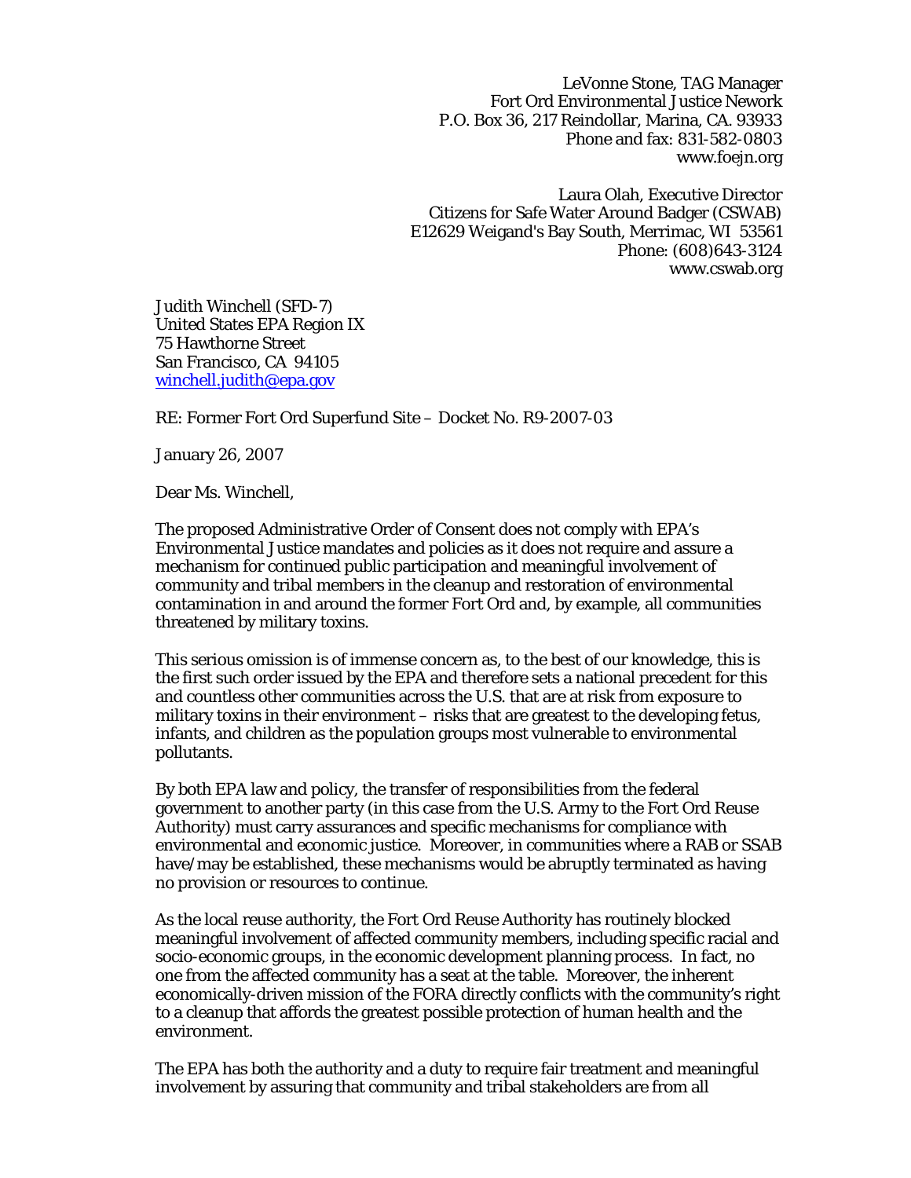LeVonne Stone, TAG Manager
Fort Ord Environmental Justice Nework
P.O. Box 36, 217 Reindollar, Marina, CA. 93933
Phone and fax: 831-582-0803
www.foejn.org

Laura Olah, Executive Director
Citizens for Safe Water Around Badger (CSWAB)
E12629 Weigand's Bay South, Merrimac, WI 53561
Phone: (608)643-3124
www.cswab.org

Judith Winchell (SFD-7)
United States EPA Region IX
75 Hawthorne Street
San Francisco, CA 94105
winchell.judith@epa.gov

RE: Former Fort Ord Superfund Site – Docket No. R9-2007-03

January 26, 2007

Dear Ms. Winchell,

The proposed Administrative Order of Consent does not comply with EPA's Environmental Justice mandates and policies as it does not require and assure a mechanism for continued public participation and meaningful involvement of community and tribal members in the cleanup and restoration of environmental contamination in and around the former Fort Ord and, by example, all communities threatened by military toxins.

This serious omission is of immense concern as, to the best of our knowledge, this is the first such order issued by the EPA and therefore sets a national precedent for this and countless other communities across the U.S. that are at risk from exposure to military toxins in their environment – risks that are greatest to the developing fetus, infants, and children as the population groups most vulnerable to environmental pollutants.

By both EPA law and policy, the transfer of responsibilities from the federal government to another party (in this case from the U.S. Army to the Fort Ord Reuse Authority) must carry assurances and specific mechanisms for compliance with environmental and economic justice. Moreover, in communities where a RAB or SSAB have/may be established, these mechanisms would be abruptly terminated as having no provision or resources to continue.

As the local reuse authority, the Fort Ord Reuse Authority has routinely blocked meaningful involvement of affected community members, including specific racial and socio-economic groups, in the economic development planning process. In fact, no one from the affected community has a seat at the table. Moreover, the inherent economically-driven mission of the FORA directly conflicts with the community's right to a cleanup that affords the greatest possible protection of human health and the environment.

The EPA has both the authority and a duty to require fair treatment and meaningful involvement by assuring that community and tribal stakeholders are from all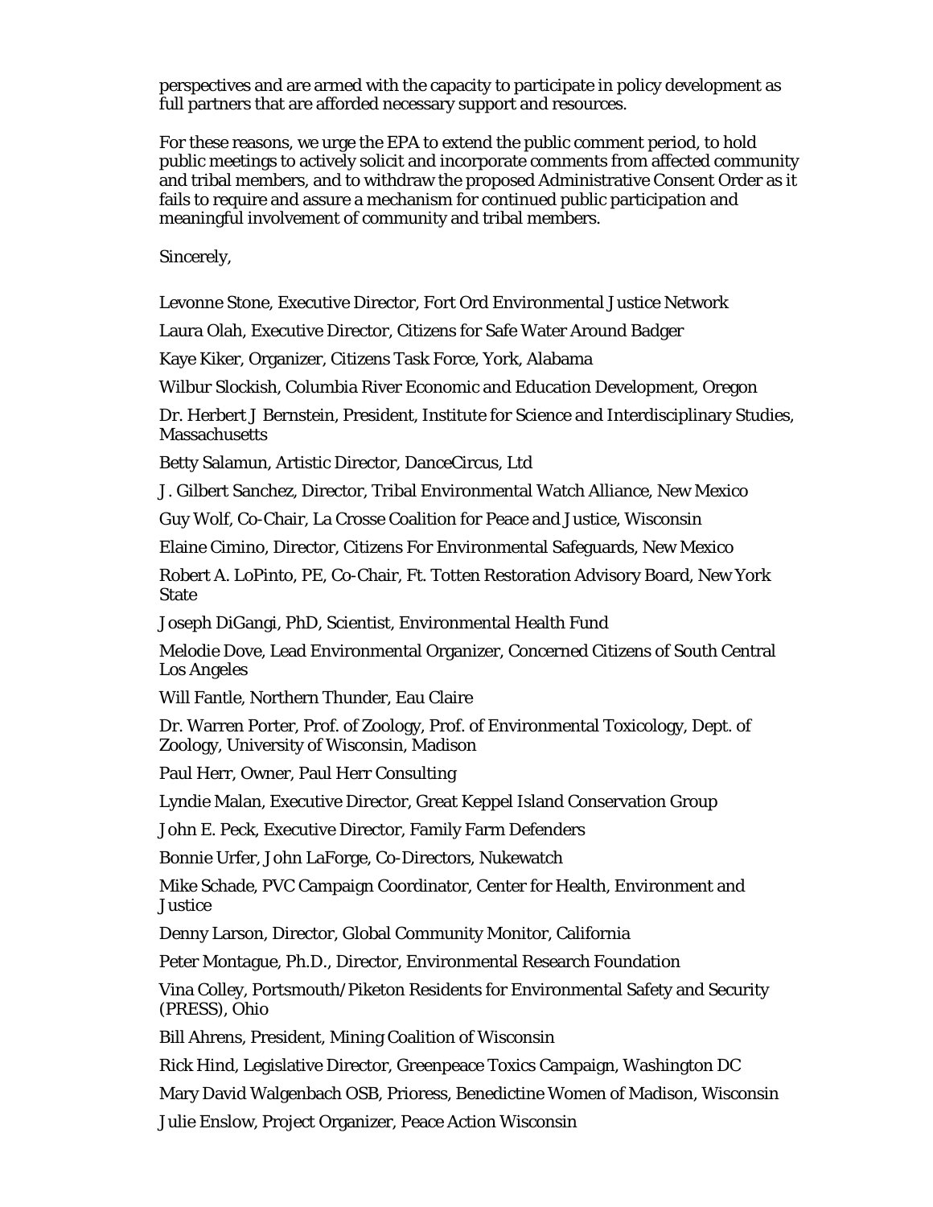perspectives and are armed with the capacity to participate in policy development as full partners that are afforded necessary support and resources.

For these reasons, we urge the EPA to extend the public comment period, to hold public meetings to actively solicit and incorporate comments from affected community and tribal members, and to withdraw the proposed Administrative Consent Order as it fails to require and assure a mechanism for continued public participation and meaningful involvement of community and tribal members.

Sincerely,

Levonne Stone, Executive Director, Fort Ord Environmental Justice Network

Laura Olah, Executive Director, Citizens for Safe Water Around Badger

Kaye Kiker, Organizer, Citizens Task Force, York, Alabama

Wilbur Slockish, Columbia River Economic and Education Development, Oregon

Dr. Herbert J Bernstein, President, Institute for Science and Interdisciplinary Studies, Massachusetts

Betty Salamun, Artistic Director, DanceCircus, Ltd

J. Gilbert Sanchez, Director, Tribal Environmental Watch Alliance, New Mexico

Guy Wolf, Co-Chair, La Crosse Coalition for Peace and Justice, Wisconsin

Elaine Cimino, Director, Citizens For Environmental Safeguards, New Mexico

Robert A. LoPinto, PE, Co-Chair, Ft. Totten Restoration Advisory Board, New York State

Joseph DiGangi, PhD, Scientist, Environmental Health Fund

Melodie Dove, Lead Environmental Organizer, Concerned Citizens of South Central Los Angeles

Will Fantle, Northern Thunder, Eau Claire

Dr. Warren Porter, Prof. of Zoology, Prof. of Environmental Toxicology, Dept. of Zoology, University of Wisconsin, Madison

Paul Herr, Owner, Paul Herr Consulting

Lyndie Malan, Executive Director, Great Keppel Island Conservation Group

John E. Peck, Executive Director, Family Farm Defenders

Bonnie Urfer, John LaForge, Co-Directors, Nukewatch

Mike Schade, PVC Campaign Coordinator, Center for Health, Environment and Justice

Denny Larson, Director, Global Community Monitor, California

Peter Montague, Ph.D., Director, Environmental Research Foundation

Vina Colley, Portsmouth/Piketon Residents for Environmental Safety and Security (PRESS), Ohio

Bill Ahrens, President, Mining Coalition of Wisconsin

Rick Hind, Legislative Director, Greenpeace Toxics Campaign, Washington DC

Mary David Walgenbach OSB, Prioress, Benedictine Women of Madison, Wisconsin

Julie Enslow, Project Organizer, Peace Action Wisconsin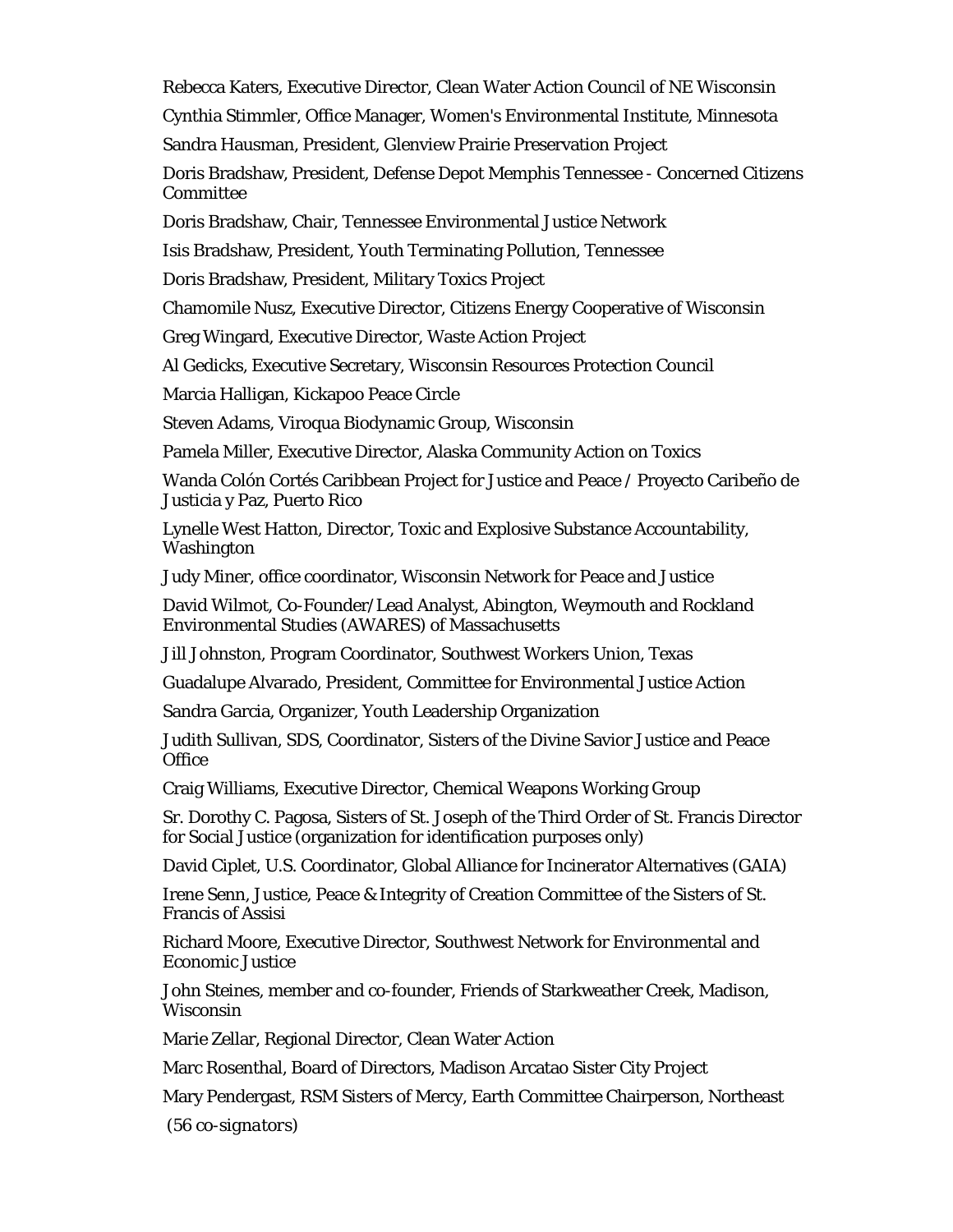Rebecca Katers, Executive Director, Clean Water Action Council of NE Wisconsin

Cynthia Stimmler, Office Manager, Women's Environmental Institute, Minnesota

Sandra Hausman, President, Glenview Prairie Preservation Project

Doris Bradshaw, President, Defense Depot Memphis Tennessee - Concerned Citizens Committee

Doris Bradshaw, Chair, Tennessee Environmental Justice Network

Isis Bradshaw, President, Youth Terminating Pollution, Tennessee

Doris Bradshaw, President, Military Toxics Project

Chamomile Nusz, Executive Director, Citizens Energy Cooperative of Wisconsin

Greg Wingard, Executive Director, Waste Action Project

Al Gedicks, Executive Secretary, Wisconsin Resources Protection Council

Marcia Halligan, Kickapoo Peace Circle

Steven Adams, Viroqua Biodynamic Group, Wisconsin

Pamela Miller, Executive Director, Alaska Community Action on Toxics

Wanda Colón Cortés Caribbean Project for Justice and Peace / Proyecto Caribeño de Justicia y Paz, Puerto Rico

Lynelle West Hatton, Director, Toxic and Explosive Substance Accountability, Washington

Judy Miner, office coordinator, Wisconsin Network for Peace and Justice

David Wilmot, Co-Founder/Lead Analyst, Abington, Weymouth and Rockland Environmental Studies (AWARES) of Massachusetts

Jill Johnston, Program Coordinator, Southwest Workers Union, Texas

Guadalupe Alvarado, President, Committee for Environmental Justice Action

Sandra Garcia, Organizer, Youth Leadership Organization

Judith Sullivan, SDS, Coordinator, Sisters of the Divine Savior Justice and Peace Office

Craig Williams, Executive Director, Chemical Weapons Working Group

Sr. Dorothy C. Pagosa, Sisters of St. Joseph of the Third Order of St. Francis Director for Social Justice (organization for identification purposes only)

David Ciplet, U.S. Coordinator, Global Alliance for Incinerator Alternatives (GAIA)

Irene Senn, Justice, Peace & Integrity of Creation Committee of the Sisters of St. Francis of Assisi

Richard Moore, Executive Director, Southwest Network for Environmental and Economic Justice

John Steines, member and co-founder, Friends of Starkweather Creek, Madison, Wisconsin

Marie Zellar, Regional Director, Clean Water Action

Marc Rosenthal, Board of Directors, Madison Arcatao Sister City Project

Mary Pendergast, RSM Sisters of Mercy, Earth Committee Chairperson, Northeast

*(56 co-signators)*